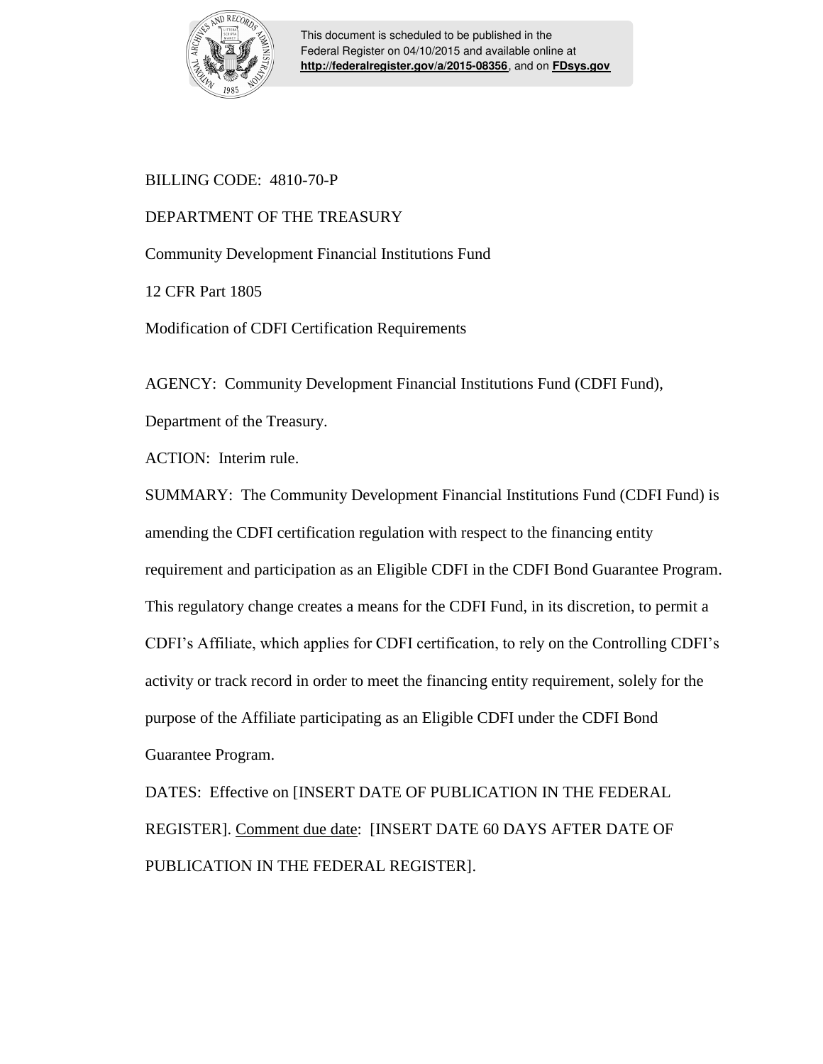This document is scheduled to be published in the Federal Register on 04/10/2015 and available online at **http://federalregister.gov/a/2015-08356**, and on **FDsys.gov**

BILLING CODE: 4810-70-P

DEPARTMENT OF THE TREASURY

Community Development Financial Institutions Fund

12 CFR Part 1805

Modification of CDFI Certification Requirements

AGENCY: Community Development Financial Institutions Fund (CDFI Fund), Department of the Treasury.

ACTION: Interim rule.

SUMMARY: The Community Development Financial Institutions Fund (CDFI Fund) is amending the CDFI certification regulation with respect to the financing entity requirement and participation as an Eligible CDFI in the CDFI Bond Guarantee Program. This regulatory change creates a means for the CDFI Fund, in its discretion, to permit a CDFI's Affiliate, which applies for CDFI certification, to rely on the Controlling CDFI's activity or track record in order to meet the financing entity requirement, solely for the purpose of the Affiliate participating as an Eligible CDFI under the CDFI Bond Guarantee Program.

DATES: Effective on [INSERT DATE OF PUBLICATION IN THE FEDERAL REGISTER]. Comment due date: [INSERT DATE 60 DAYS AFTER DATE OF PUBLICATION IN THE FEDERAL REGISTER].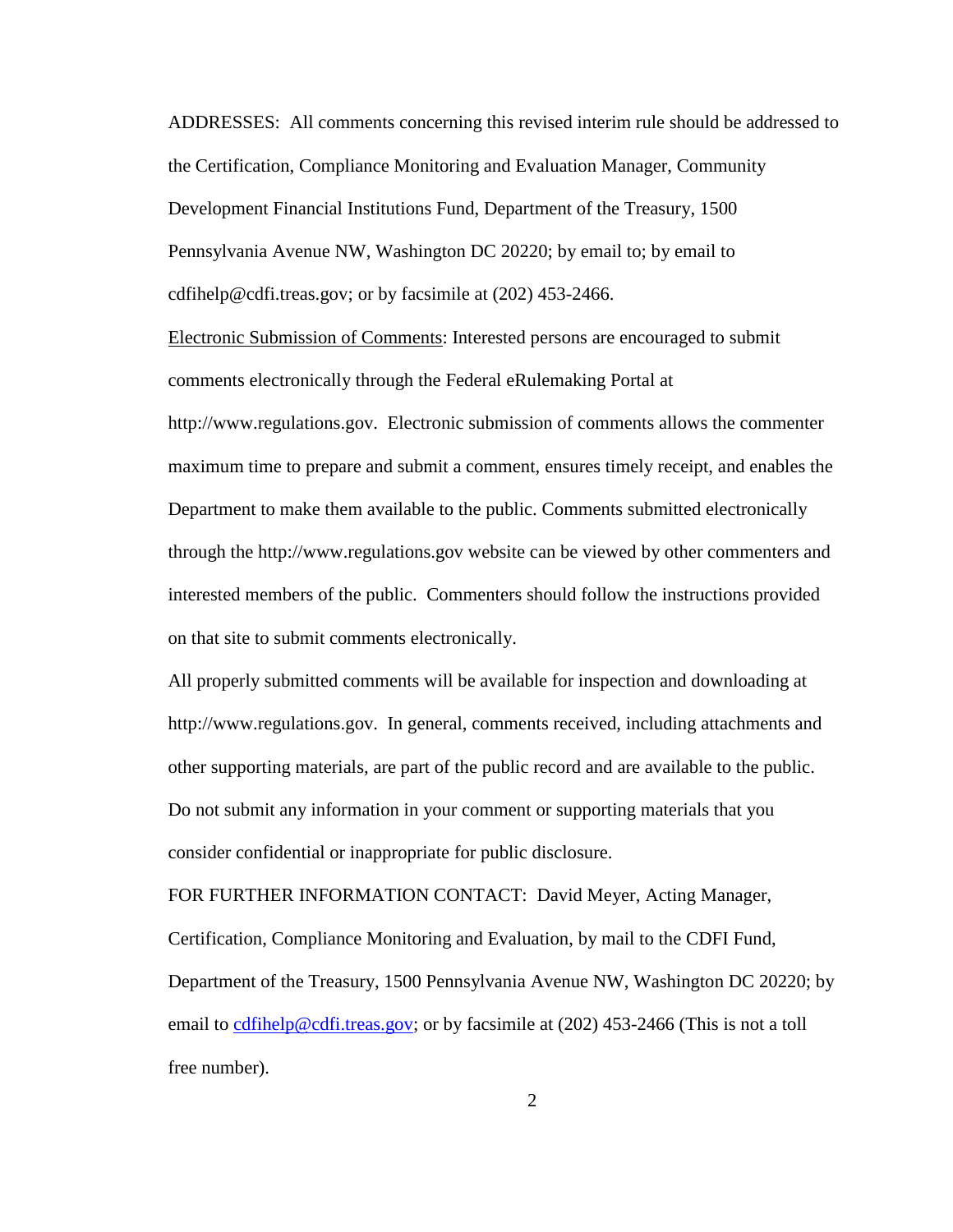ADDRESSES: All comments concerning this revised interim rule should be addressed to the Certification, Compliance Monitoring and Evaluation Manager, Community Development Financial Institutions Fund, Department of the Treasury, 1500 Pennsylvania Avenue NW, Washington DC 20220; by email to; by email to cdfihelp@cdfi.treas.gov; or by facsimile at (202) 453-2466.

Electronic Submission of Comments: Interested persons are encouraged to submit comments electronically through the Federal eRulemaking Portal at http://www.regulations.gov. Electronic submission of comments allows the commenter maximum time to prepare and submit a comment, ensures timely receipt, and enables the Department to make them available to the public. Comments submitted electronically through the http://www.regulations.gov website can be viewed by other commenters and interested members of the public. Commenters should follow the instructions provided on that site to submit comments electronically.

All properly submitted comments will be available for inspection and downloading at http://www.regulations.gov. In general, comments received, including attachments and other supporting materials, are part of the public record and are available to the public. Do not submit any information in your comment or supporting materials that you consider confidential or inappropriate for public disclosure.

FOR FURTHER INFORMATION CONTACT: David Meyer, Acting Manager, Certification, Compliance Monitoring and Evaluation, by mail to the CDFI Fund, Department of the Treasury, 1500 Pennsylvania Avenue NW, Washington DC 20220; by email to cdfihelp@cdfi.treas.gov; or by facsimile at (202) 453-2466 (This is not a toll free number).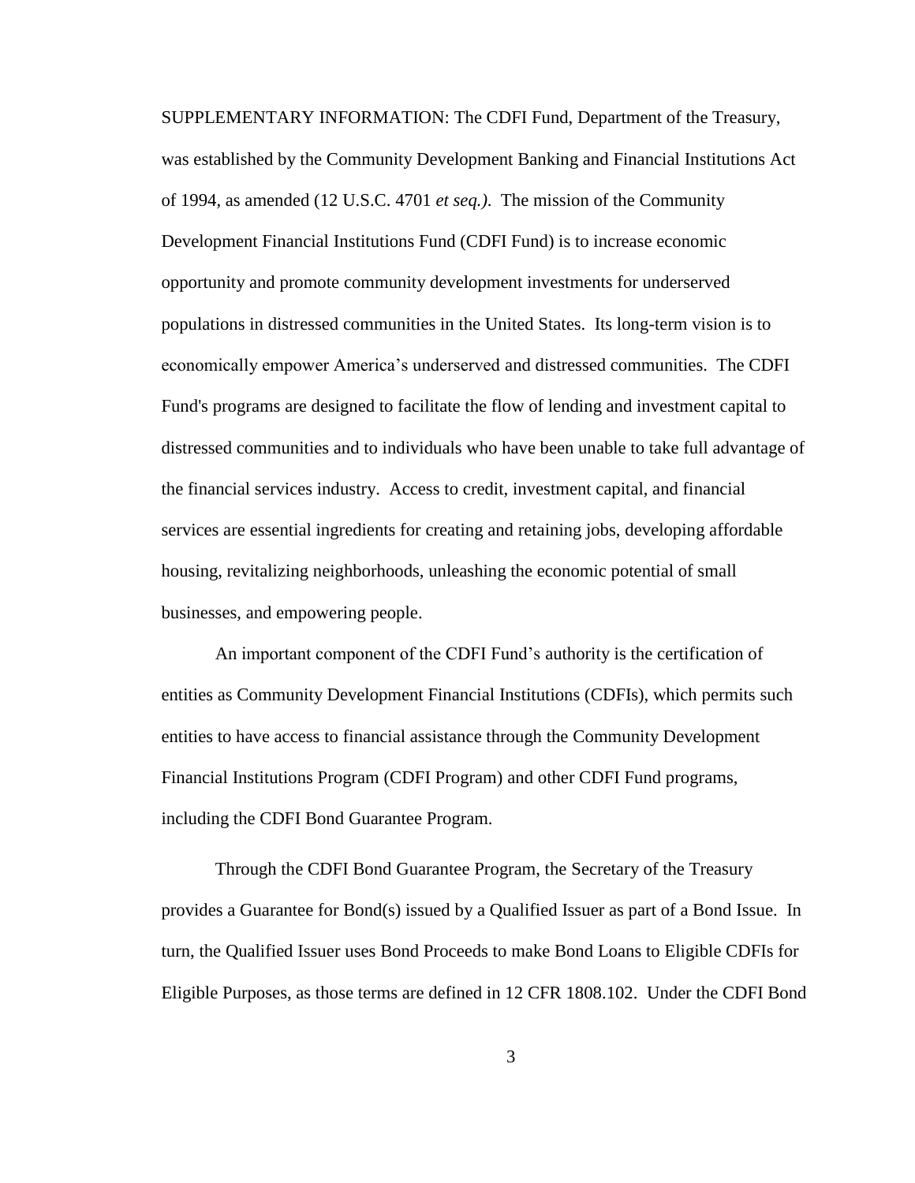SUPPLEMENTARY INFORMATION: The CDFI Fund, Department of the Treasury, was established by the Community Development Banking and Financial Institutions Act of 1994, as amended (12 U.S.C. 4701 *et seq.)*. The mission of the Community Development Financial Institutions Fund (CDFI Fund) is to increase economic opportunity and promote community development investments for underserved populations in distressed communities in the United States. Its long-term vision is to economically empower America's underserved and distressed communities. The CDFI Fund's programs are designed to facilitate the flow of lending and investment capital to distressed communities and to individuals who have been unable to take full advantage of the financial services industry. Access to credit, investment capital, and financial services are essential ingredients for creating and retaining jobs, developing affordable housing, revitalizing neighborhoods, unleashing the economic potential of small businesses, and empowering people.

An important component of the CDFI Fund's authority is the certification of entities as Community Development Financial Institutions (CDFIs), which permits such entities to have access to financial assistance through the Community Development Financial Institutions Program (CDFI Program) and other CDFI Fund programs, including the CDFI Bond Guarantee Program.

Through the CDFI Bond Guarantee Program, the Secretary of the Treasury provides a Guarantee for Bond(s) issued by a Qualified Issuer as part of a Bond Issue. In turn, the Qualified Issuer uses Bond Proceeds to make Bond Loans to Eligible CDFIs for Eligible Purposes, as those terms are defined in 12 CFR 1808.102. Under the CDFI Bond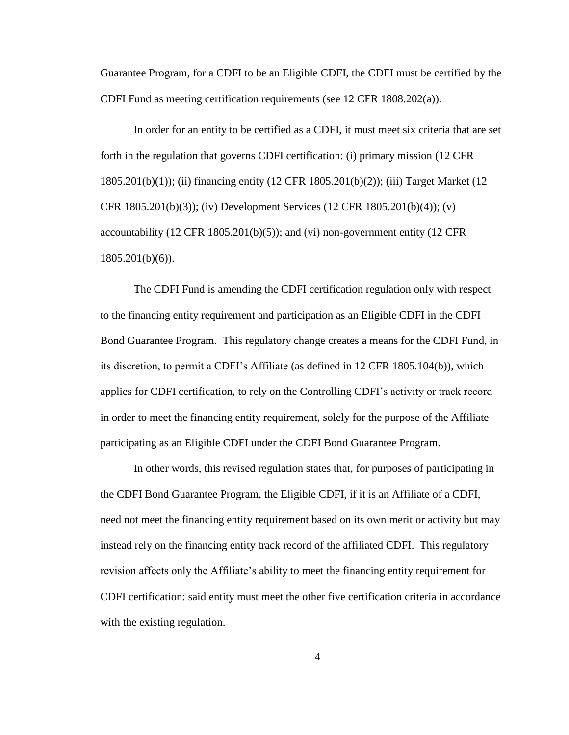Guarantee Program, for a CDFI to be an Eligible CDFI, the CDFI must be certified by the CDFI Fund as meeting certification requirements (see 12 CFR 1808.202(a)).

In order for an entity to be certified as a CDFI, it must meet six criteria that are set forth in the regulation that governs CDFI certification: (i) primary mission (12 CFR 1805.201(b)(1)); (ii) financing entity (12 CFR 1805.201(b)(2)); (iii) Target Market (12 CFR 1805.201(b)(3)); (iv) Development Services (12 CFR 1805.201(b)(4)); (v) accountability (12 CFR 1805.201(b)(5)); and (vi) non-government entity (12 CFR 1805.201(b)(6)).

The CDFI Fund is amending the CDFI certification regulation only with respect to the financing entity requirement and participation as an Eligible CDFI in the CDFI Bond Guarantee Program. This regulatory change creates a means for the CDFI Fund, in its discretion, to permit a CDFI's Affiliate (as defined in 12 CFR 1805.104(b)), which applies for CDFI certification, to rely on the Controlling CDFI's activity or track record in order to meet the financing entity requirement, solely for the purpose of the Affiliate participating as an Eligible CDFI under the CDFI Bond Guarantee Program.

In other words, this revised regulation states that, for purposes of participating in the CDFI Bond Guarantee Program, the Eligible CDFI, if it is an Affiliate of a CDFI, need not meet the financing entity requirement based on its own merit or activity but may instead rely on the financing entity track record of the affiliated CDFI. This regulatory revision affects only the Affiliate's ability to meet the financing entity requirement for CDFI certification: said entity must meet the other five certification criteria in accordance with the existing regulation.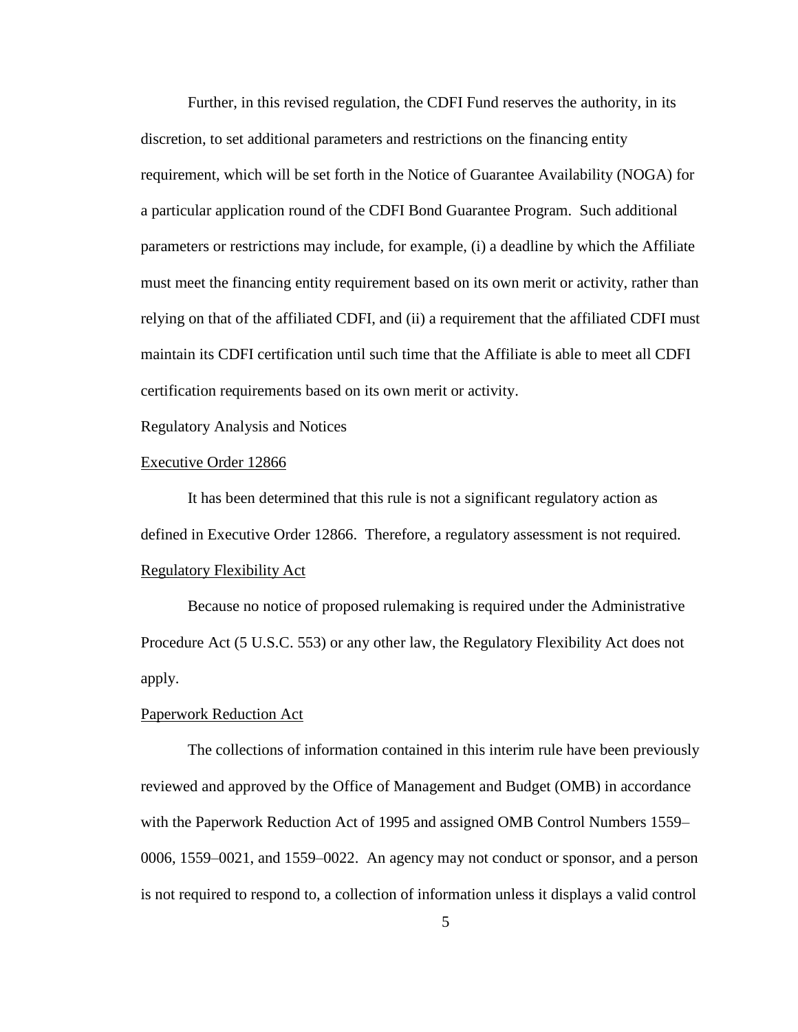Further, in this revised regulation, the CDFI Fund reserves the authority, in its discretion, to set additional parameters and restrictions on the financing entity requirement, which will be set forth in the Notice of Guarantee Availability (NOGA) for a particular application round of the CDFI Bond Guarantee Program. Such additional parameters or restrictions may include, for example, (i) a deadline by which the Affiliate must meet the financing entity requirement based on its own merit or activity, rather than relying on that of the affiliated CDFI, and (ii) a requirement that the affiliated CDFI must maintain its CDFI certification until such time that the Affiliate is able to meet all CDFI certification requirements based on its own merit or activity.

Regulatory Analysis and Notices

Executive Order 12866

It has been determined that this rule is not a significant regulatory action as defined in Executive Order 12866. Therefore, a regulatory assessment is not required.

Regulatory Flexibility Act

Because no notice of proposed rulemaking is required under the Administrative Procedure Act (5 U.S.C. 553) or any other law, the Regulatory Flexibility Act does not apply.

Paperwork Reduction Act

The collections of information contained in this interim rule have been previously reviewed and approved by the Office of Management and Budget (OMB) in accordance with the Paperwork Reduction Act of 1995 and assigned OMB Control Numbers 1559–0006, 1559–0021, and 1559–0022. An agency may not conduct or sponsor, and a person is not required to respond to, a collection of information unless it displays a valid control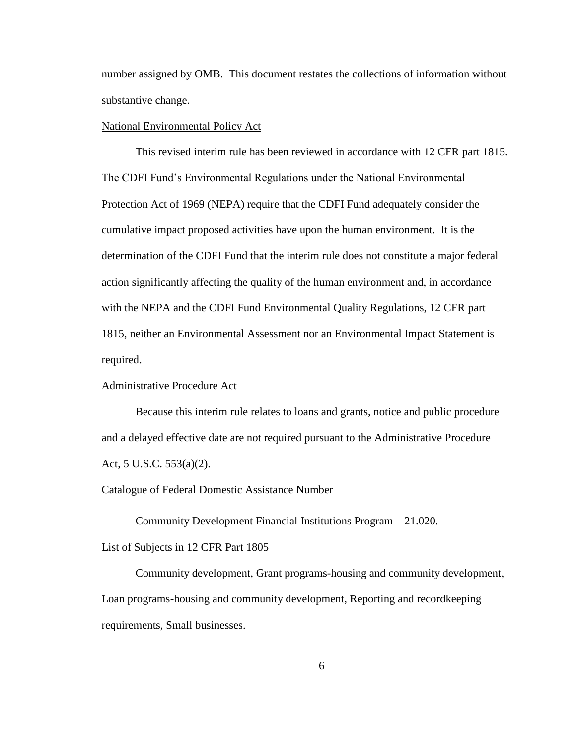number assigned by OMB. This document restates the collections of information without substantive change.

National Environmental Policy Act

This revised interim rule has been reviewed in accordance with 12 CFR part 1815. The CDFI Fund's Environmental Regulations under the National Environmental Protection Act of 1969 (NEPA) require that the CDFI Fund adequately consider the cumulative impact proposed activities have upon the human environment. It is the determination of the CDFI Fund that the interim rule does not constitute a major federal action significantly affecting the quality of the human environment and, in accordance with the NEPA and the CDFI Fund Environmental Quality Regulations, 12 CFR part 1815, neither an Environmental Assessment nor an Environmental Impact Statement is required.

Administrative Procedure Act

Because this interim rule relates to loans and grants, notice and public procedure and a delayed effective date are not required pursuant to the Administrative Procedure Act, 5 U.S.C. 553(a)(2).

Catalogue of Federal Domestic Assistance Number

Community Development Financial Institutions Program – 21.020.

List of Subjects in 12 CFR Part 1805

Community development, Grant programs-housing and community development, Loan programs-housing and community development, Reporting and recordkeeping requirements, Small businesses.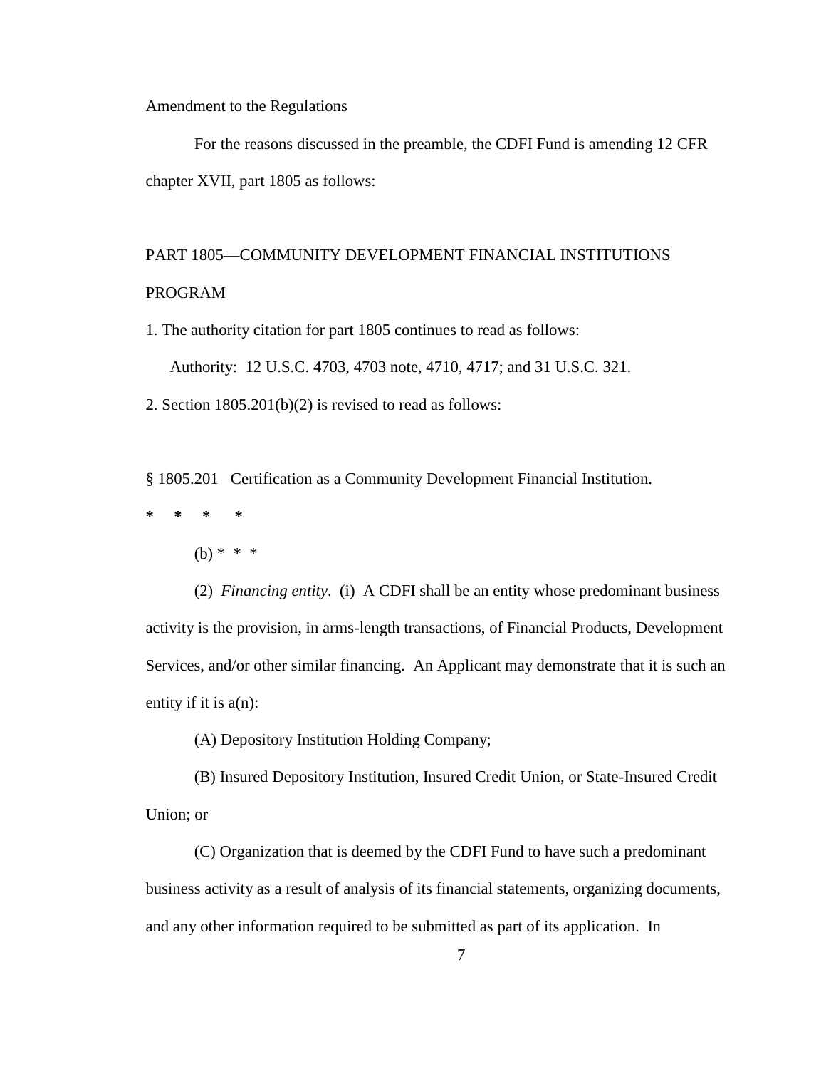Amendment to the Regulations

For the reasons discussed in the preamble, the CDFI Fund is amending 12 CFR chapter XVII, part 1805 as follows:

PART 1805—COMMUNITY DEVELOPMENT FINANCIAL INSTITUTIONS PROGRAM

1. The authority citation for part 1805 continues to read as follows:

Authority: 12 U.S.C. 4703, 4703 note, 4710, 4717; and 31 U.S.C. 321.

2. Section 1805.201(b)(2) is revised to read as follows:

§ 1805.201 Certification as a Community Development Financial Institution.

\* \* \* \*

(b) \* \* \*

(2) *Financing entity*. (i) A CDFI shall be an entity whose predominant business activity is the provision, in arms-length transactions, of Financial Products, Development Services, and/or other similar financing. An Applicant may demonstrate that it is such an entity if it is a(n):

(A) Depository Institution Holding Company;

(B) Insured Depository Institution, Insured Credit Union, or State-Insured Credit Union; or

(C) Organization that is deemed by the CDFI Fund to have such a predominant business activity as a result of analysis of its financial statements, organizing documents, and any other information required to be submitted as part of its application. In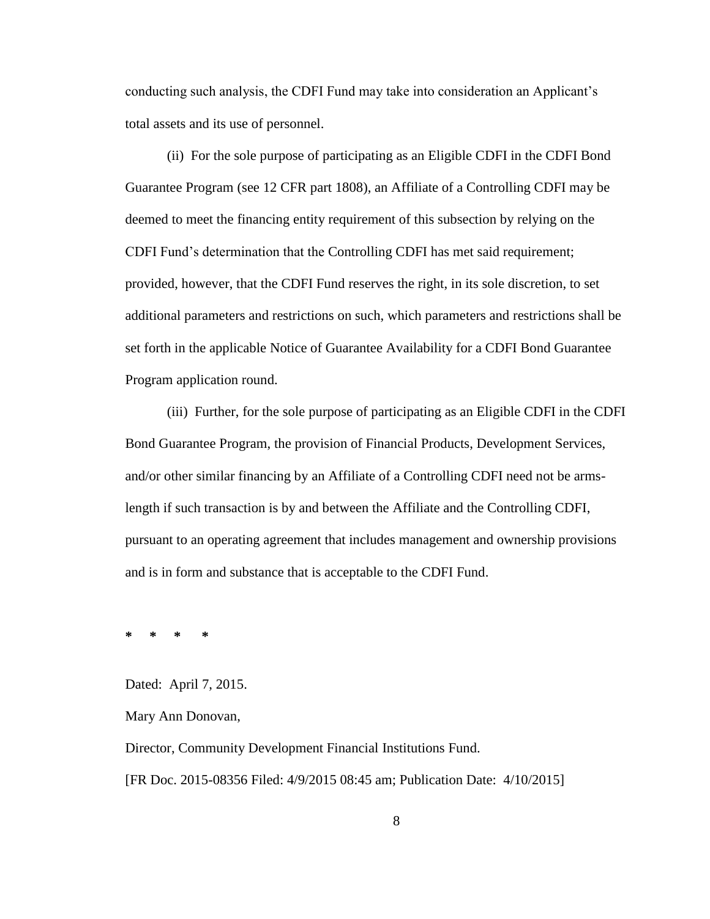conducting such analysis, the CDFI Fund may take into consideration an Applicant's total assets and its use of personnel.

(ii) For the sole purpose of participating as an Eligible CDFI in the CDFI Bond Guarantee Program (see 12 CFR part 1808), an Affiliate of a Controlling CDFI may be deemed to meet the financing entity requirement of this subsection by relying on the CDFI Fund's determination that the Controlling CDFI has met said requirement; provided, however, that the CDFI Fund reserves the right, in its sole discretion, to set additional parameters and restrictions on such, which parameters and restrictions shall be set forth in the applicable Notice of Guarantee Availability for a CDFI Bond Guarantee Program application round.

(iii) Further, for the sole purpose of participating as an Eligible CDFI in the CDFI Bond Guarantee Program, the provision of Financial Products, Development Services, and/or other similar financing by an Affiliate of a Controlling CDFI need not be arms-length if such transaction is by and between the Affiliate and the Controlling CDFI, pursuant to an operating agreement that includes management and ownership provisions and is in form and substance that is acceptable to the CDFI Fund.

**\*    \*    \*    \***

Dated: April 7, 2015.

Mary Ann Donovan,

Director, Community Development Financial Institutions Fund.

[FR Doc. 2015-08356 Filed: 4/9/2015 08:45 am; Publication Date: 4/10/2015]